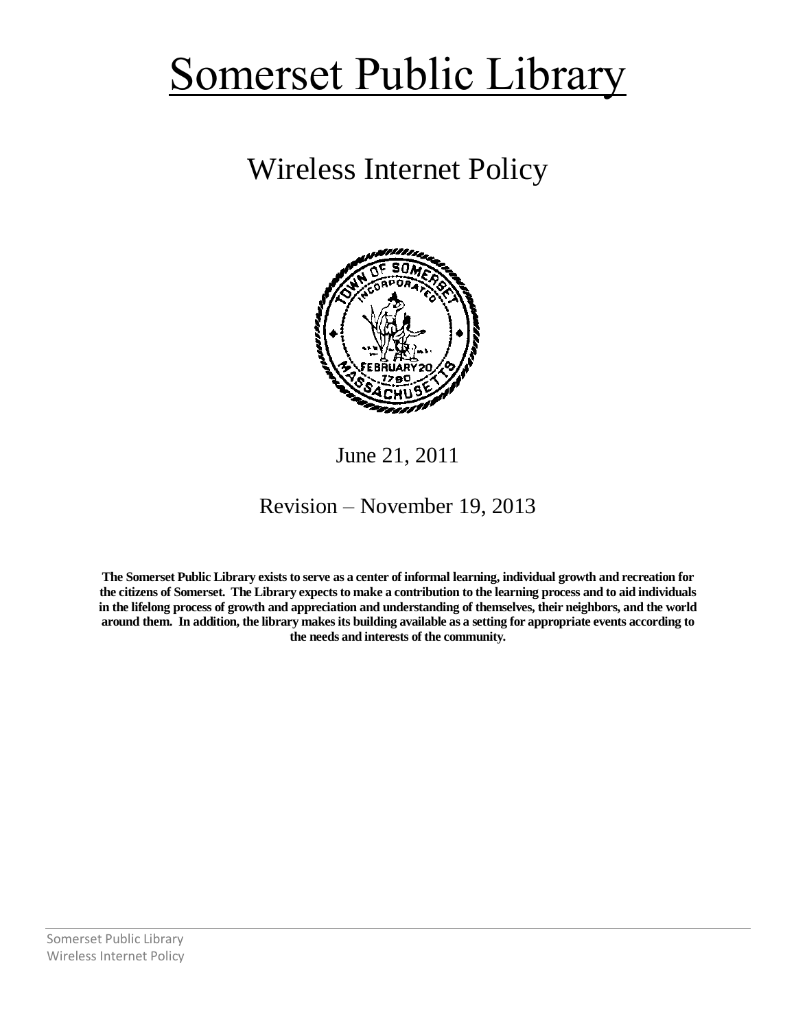# Somerset Public Library

## Wireless Internet Policy

June 21, 2011

Revision – November 19, 2013

**The Somerset Public Library exists to serve as a center of informal learning, individual growth and recreation for the citizens of Somerset. The Library expects to make a contribution to the learning process and to aid individuals in the lifelong process of growth and appreciation and understanding of themselves, their neighbors, and the world around them. In addition, the library makes its building available as a setting for appropriate events according to the needs and interests of the community.**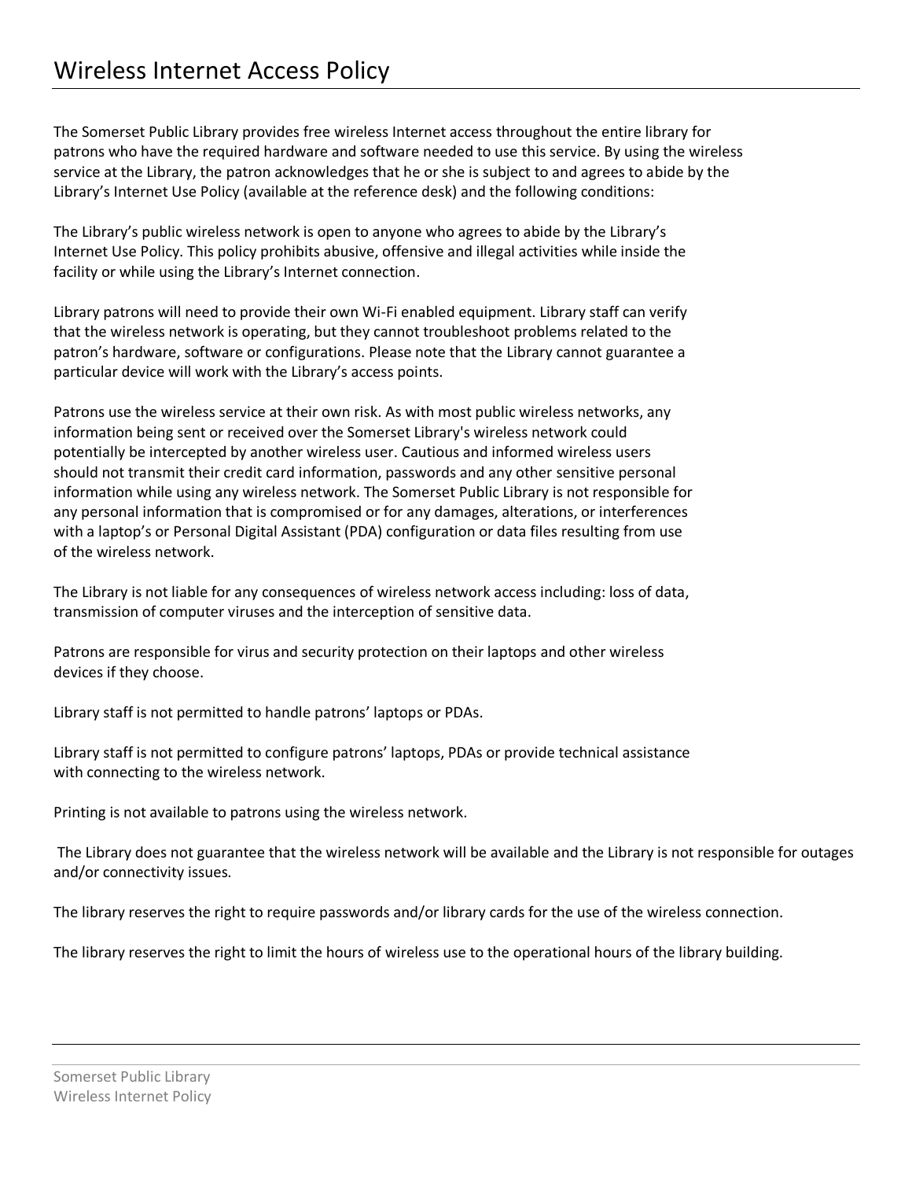# Wireless Internet Access Policy

The Somerset Public Library provides free wireless Internet access throughout the entire library for patrons who have the required hardware and software needed to use this service. By using the wireless service at the Library, the patron acknowledges that he or she is subject to and agrees to abide by the Library's Internet Use Policy (available at the reference desk) and the following conditions:

The Library's public wireless network is open to anyone who agrees to abide by the Library's Internet Use Policy. This policy prohibits abusive, offensive and illegal activities while inside the facility or while using the Library's Internet connection.

Library patrons will need to provide their own Wi-Fi enabled equipment. Library staff can verify that the wireless network is operating, but they cannot troubleshoot problems related to the patron's hardware, software or configurations. Please note that the Library cannot guarantee a particular device will work with the Library's access points.

Patrons use the wireless service at their own risk. As with most public wireless networks, any information being sent or received over the Somerset Library's wireless network could potentially be intercepted by another wireless user. Cautious and informed wireless users should not transmit their credit card information, passwords and any other sensitive personal information while using any wireless network. The Somerset Public Library is not responsible for any personal information that is compromised or for any damages, alterations, or interferences with a laptop's or Personal Digital Assistant (PDA) configuration or data files resulting from use of the wireless network.

The Library is not liable for any consequences of wireless network access including: loss of data, transmission of computer viruses and the interception of sensitive data.

Patrons are responsible for virus and security protection on their laptops and other wireless devices if they choose.

Library staff is not permitted to handle patrons' laptops or PDAs.

Library staff is not permitted to configure patrons' laptops, PDAs or provide technical assistance with connecting to the wireless network.

Printing is not available to patrons using the wireless network.

The Library does not guarantee that the wireless network will be available and the Library is not responsible for outages and/or connectivity issues.

The library reserves the right to require passwords and/or library cards for the use of the wireless connection.

The library reserves the right to limit the hours of wireless use to the operational hours of the library building.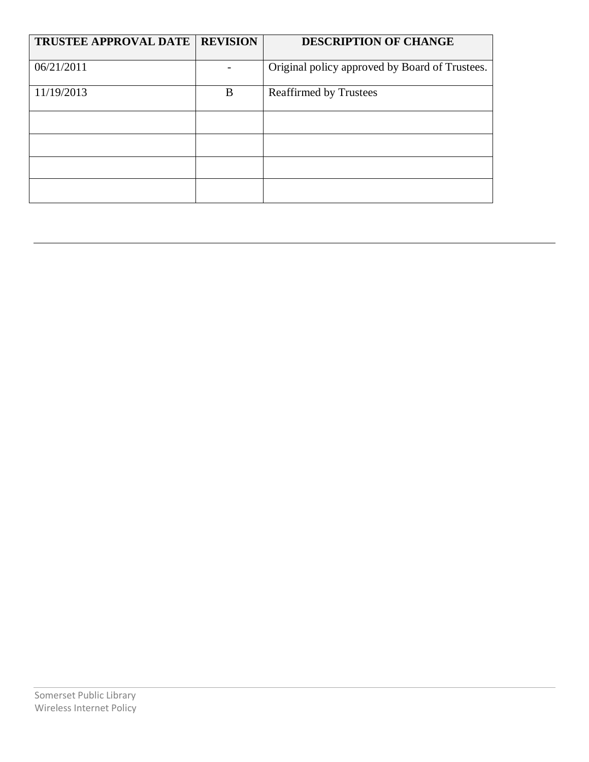| TRUSTEE APPROVAL DATE | REVISION | DESCRIPTION OF CHANGE |
| --- | --- | --- |
| 06/21/2011 | - | Original policy approved by Board of Trustees. |
| 11/19/2013 | B | Reaffirmed by Trustees |
| | | |
| | | |
| | | |
| | | |